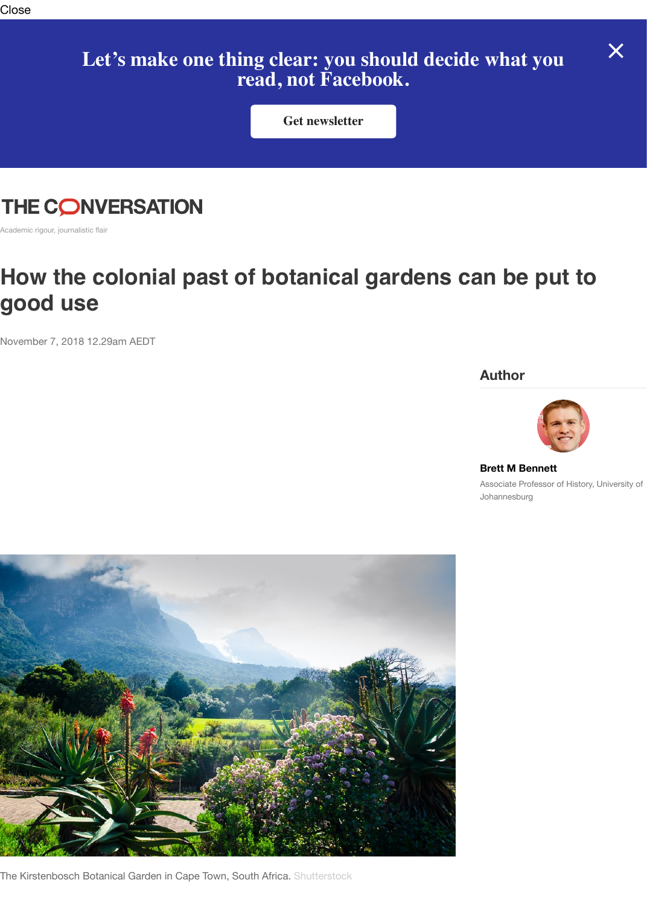# How the colonial past of botanical gardens can be put to good use

November 7, 2018 12.29am AEDT

## Author

**Brett M Bennett**

Associate Professor of History, University of Johannesburg

The Kirstenbosch Botanical Garden in Cape Town, South Africa. Shutterstock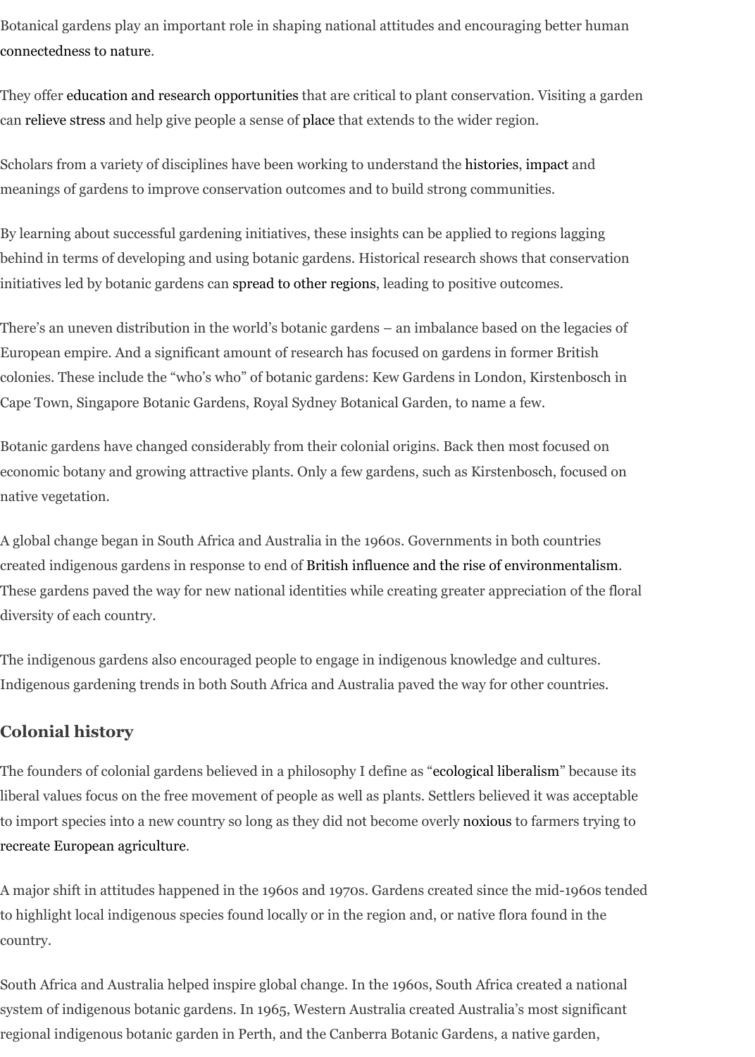Botanical gardens play an important role in shaping national attitudes and encouraging better human connectedness to nature.

They offer education and research opportunities that are critical to plant conservation. Visiting a garden can relieve stress and help give people a sense of place that extends to the wider region.

Scholars from a variety of disciplines have been working to understand the histories, impact and meanings of gardens to improve conservation outcomes and to build strong communities.

By learning about successful gardening initiatives, these insights can be applied to regions lagging behind in terms of developing and using botanic gardens. Historical research shows that conservation initiatives led by botanic gardens can spread to other regions, leading to positive outcomes.

There's an uneven distribution in the world's botanic gardens – an imbalance based on the legacies of European empire. And a significant amount of research has focused on gardens in former British colonies. These include the "who's who" of botanic gardens: Kew Gardens in London, Kirstenbosch in Cape Town, Singapore Botanic Gardens, Royal Sydney Botanical Garden, to name a few.

Botanic gardens have changed considerably from their colonial origins. Back then most focused on economic botany and growing attractive plants. Only a few gardens, such as Kirstenbosch, focused on native vegetation.

A global change began in South Africa and Australia in the 1960s. Governments in both countries created indigenous gardens in response to end of British influence and the rise of environmentalism. These gardens paved the way for new national identities while creating greater appreciation of the floral diversity of each country.

The indigenous gardens also encouraged people to engage in indigenous knowledge and cultures. Indigenous gardening trends in both South Africa and Australia paved the way for other countries.

## Colonial history

The founders of colonial gardens believed in a philosophy I define as "ecological liberalism" because its liberal values focus on the free movement of people as well as plants. Settlers believed it was acceptable to import species into a new country so long as they did not become overly noxious to farmers trying to recreate European agriculture.

A major shift in attitudes happened in the 1960s and 1970s. Gardens created since the mid-1960s tended to highlight local indigenous species found locally or in the region and, or native flora found in the country.

South Africa and Australia helped inspire global change. In the 1960s, South Africa created a national system of indigenous botanic gardens. In 1965, Western Australia created Australia's most significant regional indigenous botanic garden in Perth, and the Canberra Botanic Gardens, a native garden,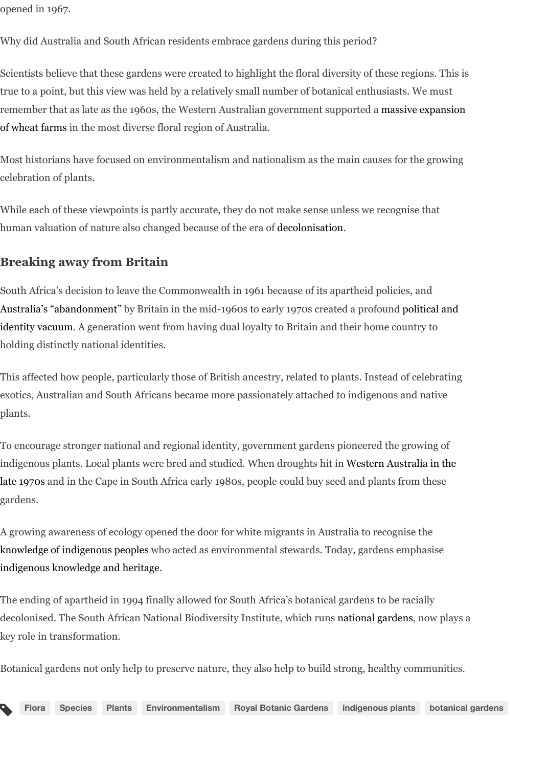opened in 1967.

Why did Australia and South African residents embrace gardens during this period?

Scientists believe that these gardens were created to highlight the floral diversity of these regions. This is true to a point, but this view was held by a relatively small number of botanical enthusiasts. We must remember that as late as the 1960s, the Western Australian government supported a massive expansion of wheat farms in the most diverse floral region of Australia.

Most historians have focused on environmentalism and nationalism as the main causes for the growing celebration of plants.

While each of these viewpoints is partly accurate, they do not make sense unless we recognise that human valuation of nature also changed because of the era of decolonisation.

## Breaking away from Britain

South Africa's decision to leave the Commonwealth in 1961 because of its apartheid policies, and Australia's "abandonment" by Britain in the mid-1960s to early 1970s created a profound political and identity vacuum. A generation went from having dual loyalty to Britain and their home country to holding distinctly national identities.

This affected how people, particularly those of British ancestry, related to plants. Instead of celebrating exotics, Australian and South Africans became more passionately attached to indigenous and native plants.

To encourage stronger national and regional identity, government gardens pioneered the growing of indigenous plants. Local plants were bred and studied. When droughts hit in Western Australia in the late 1970s and in the Cape in South Africa early 1980s, people could buy seed and plants from these gardens.

A growing awareness of ecology opened the door for white migrants in Australia to recognise the knowledge of indigenous peoples who acted as environmental stewards. Today, gardens emphasise indigenous knowledge and heritage.

The ending of apartheid in 1994 finally allowed for South Africa's botanical gardens to be racially decolonised. The South African National Biodiversity Institute, which runs national gardens, now plays a key role in transformation.

Botanical gardens not only help to preserve nature, they also help to build strong, healthy communities.

Flora | Species | Plants | Environmentalism | Royal Botanic Gardens | indigenous plants | botanical gardens